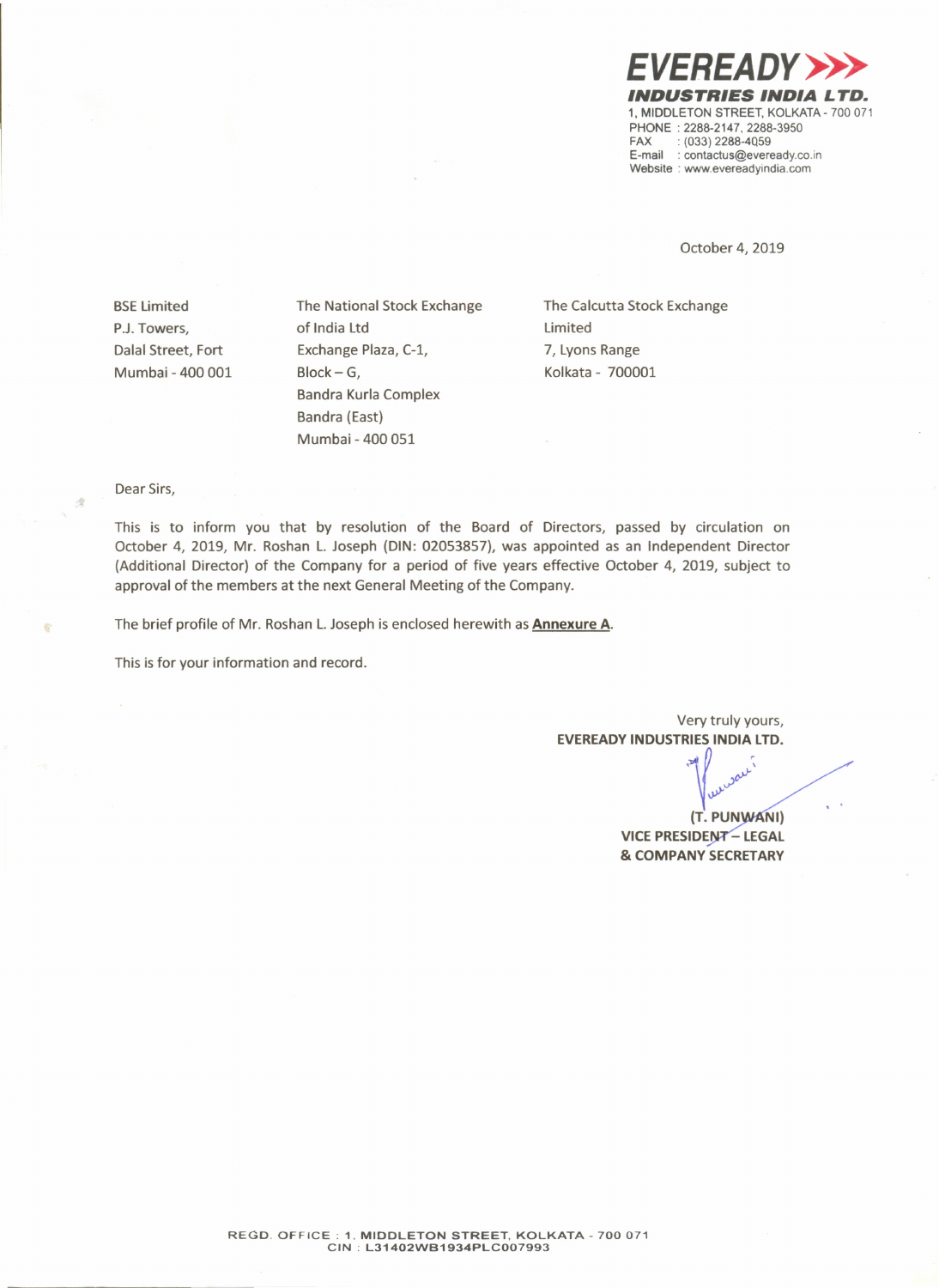**EVEREADY INDUSTRIES INDIA LTD.**
1, MIDDLETON STREET, KOLKATA - 700 071
PHONE : 2288-2147, 2288-3950
FAX : (033) 2288-4059
E-mail : contactus@eveready.co.in
Website : www.evereadyindia.com

October 4, 2019

BSE Limited
P.J. Towers,
Dalal Street, Fort
Mumbai - 400 001

The National Stock Exchange of India Ltd
Exchange Plaza, C-1,
Block – G,
Bandra Kurla Complex
Bandra (East)
Mumbai - 400 051

The Calcutta Stock Exchange Limited
7, Lyons Range
Kolkata - 700001

Dear Sirs,

This is to inform you that by resolution of the Board of Directors, passed by circulation on October 4, 2019, Mr. Roshan L. Joseph (DIN: 02053857), was appointed as an Independent Director (Additional Director) of the Company for a period of five years effective October 4, 2019, subject to approval of the members at the next General Meeting of the Company.

The brief profile of Mr. Roshan L. Joseph is enclosed herewith as **Annexure A**.

This is for your information and record.

Very truly yours,
**EVEREADY INDUSTRIES INDIA LTD.**

**(T. PUNWANI)**
**VICE PRESIDENT – LEGAL**
**& COMPANY SECRETARY**

REGD. OFFICE : 1, MIDDLETON STREET, KOLKATA - 700 071
CIN : L31402WB1934PLC007993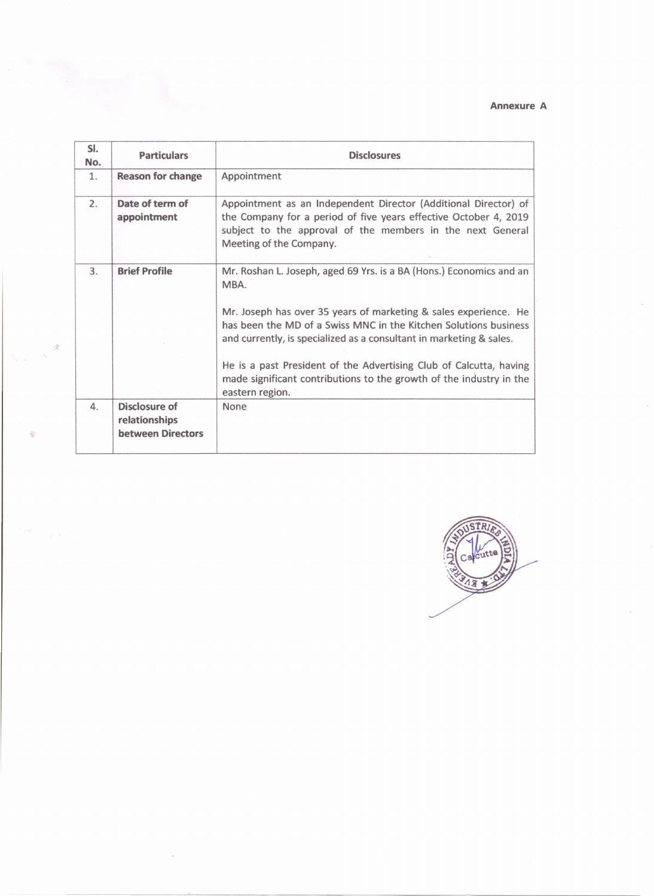**Annexure A**

| Sl. No. | Particulars | Disclosures |
|---|---|---|
| 1. | **Reason for change** | Appointment |
| 2. | **Date of term of appointment** | Appointment as an Independent Director (Additional Director) of the Company for a period of five years effective October 4, 2019 subject to the approval of the members in the next General Meeting of the Company. |
| 3. | **Brief Profile** | Mr. Roshan L. Joseph, aged 69 Yrs. is a BA (Hons.) Economics and an MBA.<br><br>Mr. Joseph has over 35 years of marketing & sales experience. He has been the MD of a Swiss MNC in the Kitchen Solutions business and currently, is specialized as a consultant in marketing & sales.<br><br>He is a past President of the Advertising Club of Calcutta, having made significant contributions to the growth of the industry in the eastern region. |
| 4. | **Disclosure of relationships between Directors** | None |